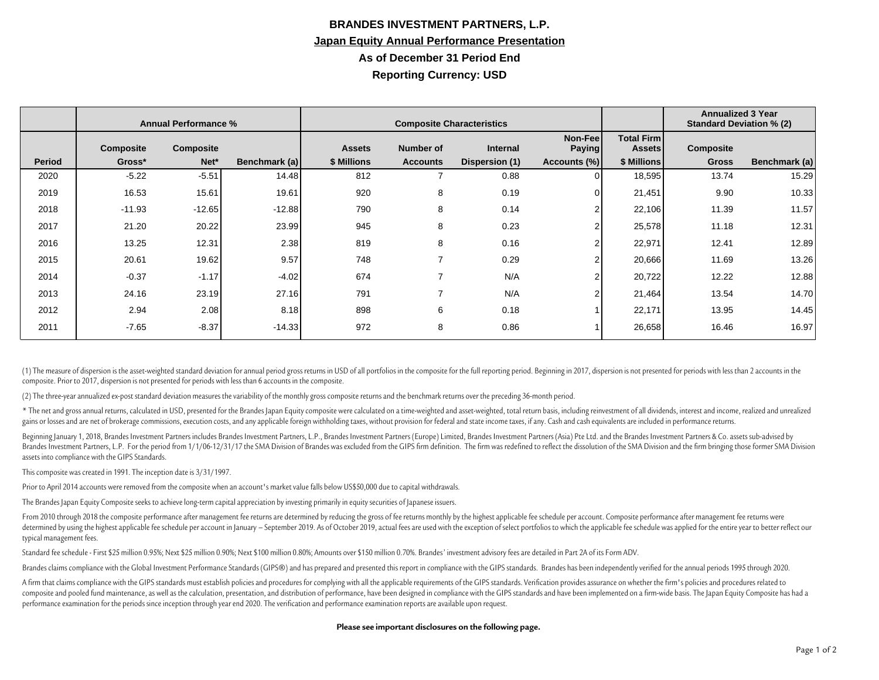# BRANDES INVESTMENT PARTNERS, L.P.

## Japan Equity Annual Performance Presentation

**As of December 31 Period End**

**Reporting Currency: USD**

| | Annual Performance % | | | Composite Characteristics | | | | | Annualized 3 Year Standard Deviation % (2) | |
|---|---|---|---|---|---|---|---|---|---|---|
| Period | Composite Gross* | Composite Net* | Benchmark (a) | Assets $ Millions | Number of Accounts | Internal Dispersion (1) | Non-Fee Paying Accounts (%) | Total Firm Assets $ Millions | Composite Gross | Benchmark (a) |
| 2020 | -5.22 | -5.51 | 14.48 | 812 | 7 | 0.88 | 0 | 18,595 | 13.74 | 15.29 |
| 2019 | 16.53 | 15.61 | 19.61 | 920 | 8 | 0.19 | 0 | 21,451 | 9.90 | 10.33 |
| 2018 | -11.93 | -12.65 | -12.88 | 790 | 8 | 0.14 | 2 | 22,106 | 11.39 | 11.57 |
| 2017 | 21.20 | 20.22 | 23.99 | 945 | 8 | 0.23 | 2 | 25,578 | 11.18 | 12.31 |
| 2016 | 13.25 | 12.31 | 2.38 | 819 | 8 | 0.16 | 2 | 22,971 | 12.41 | 12.89 |
| 2015 | 20.61 | 19.62 | 9.57 | 748 | 7 | 0.29 | 2 | 20,666 | 11.69 | 13.26 |
| 2014 | -0.37 | -1.17 | -4.02 | 674 | 7 | N/A | 2 | 20,722 | 12.22 | 12.88 |
| 2013 | 24.16 | 23.19 | 27.16 | 791 | 7 | N/A | 2 | 21,464 | 13.54 | 14.70 |
| 2012 | 2.94 | 2.08 | 8.18 | 898 | 6 | 0.18 | 1 | 22,171 | 13.95 | 14.45 |
| 2011 | -7.65 | -8.37 | -14.33 | 972 | 8 | 0.86 | 1 | 26,658 | 16.46 | 16.97 |

(1) The measure of dispersion is the asset-weighted standard deviation for annual period gross returns in USD of all portfolios in the composite for the full reporting period. Beginning in 2017, dispersion is not presented for periods with less than 2 accounts in the composite. Prior to 2017, dispersion is not presented for periods with less than 6 accounts in the composite.

(2) The three-year annualized ex-post standard deviation measures the variability of the monthly gross composite returns and the benchmark returns over the preceding 36-month period.

* The net and gross annual returns, calculated in USD, presented for the Brandes Japan Equity composite were calculated on a time-weighted and asset-weighted, total return basis, including reinvestment of all dividends, interest and income, realized and unrealized gains or losses and are net of brokerage commissions, execution costs, and any applicable foreign withholding taxes, without provision for federal and state income taxes, if any. Cash and cash equivalents are included in performance returns.

Beginning January 1, 2018, Brandes Investment Partners includes Brandes Investment Partners, L.P., Brandes Investment Partners (Europe) Limited, Brandes Investment Partners (Asia) Pte Ltd. and the Brandes Investment Partners & Co. assets sub-advised by Brandes Investment Partners, L.P. For the period from 1/1/06-12/31/17 the SMA Division of Brandes was excluded from the GIPS firm definition. The firm was redefined to reflect the dissolution of the SMA Division and the firm bringing those former SMA Division assets into compliance with the GIPS Standards.

This composite was created in 1991. The inception date is 3/31/1997.

Prior to April 2014 accounts were removed from the composite when an account's market value falls below US$50,000 due to capital withdrawals.

The Brandes Japan Equity Composite seeks to achieve long-term capital appreciation by investing primarily in equity securities of Japanese issuers.

From 2010 through 2018 the composite performance after management fee returns are determined by reducing the gross of fee returns monthly by the highest applicable fee schedule per account. Composite performance after management fee returns were determined by using the highest applicable fee schedule per account in January – September 2019. As of October 2019, actual fees are used with the exception of select portfolios to which the applicable fee schedule was applied for the entire year to better reflect our typical management fees.

Standard fee schedule - First $25 million 0.95%; Next $25 million 0.90%; Next $100 million 0.80%; Amounts over $150 million 0.70%. Brandes' investment advisory fees are detailed in Part 2A of its Form ADV.

Brandes claims compliance with the Global Investment Performance Standards (GIPS®) and has prepared and presented this report in compliance with the GIPS standards. Brandes has been independently verified for the annual periods 1995 through 2020.

A firm that claims compliance with the GIPS standards must establish policies and procedures for complying with all the applicable requirements of the GIPS standards. Verification provides assurance on whether the firm's policies and procedures related to composite and pooled fund maintenance, as well as the calculation, presentation, and distribution of performance, have been designed in compliance with the GIPS standards and have been implemented on a firm-wide basis. The Japan Equity Composite has had a performance examination for the periods since inception through year end 2020. The verification and performance examination reports are available upon request.

**Please see important disclosures on the following page.**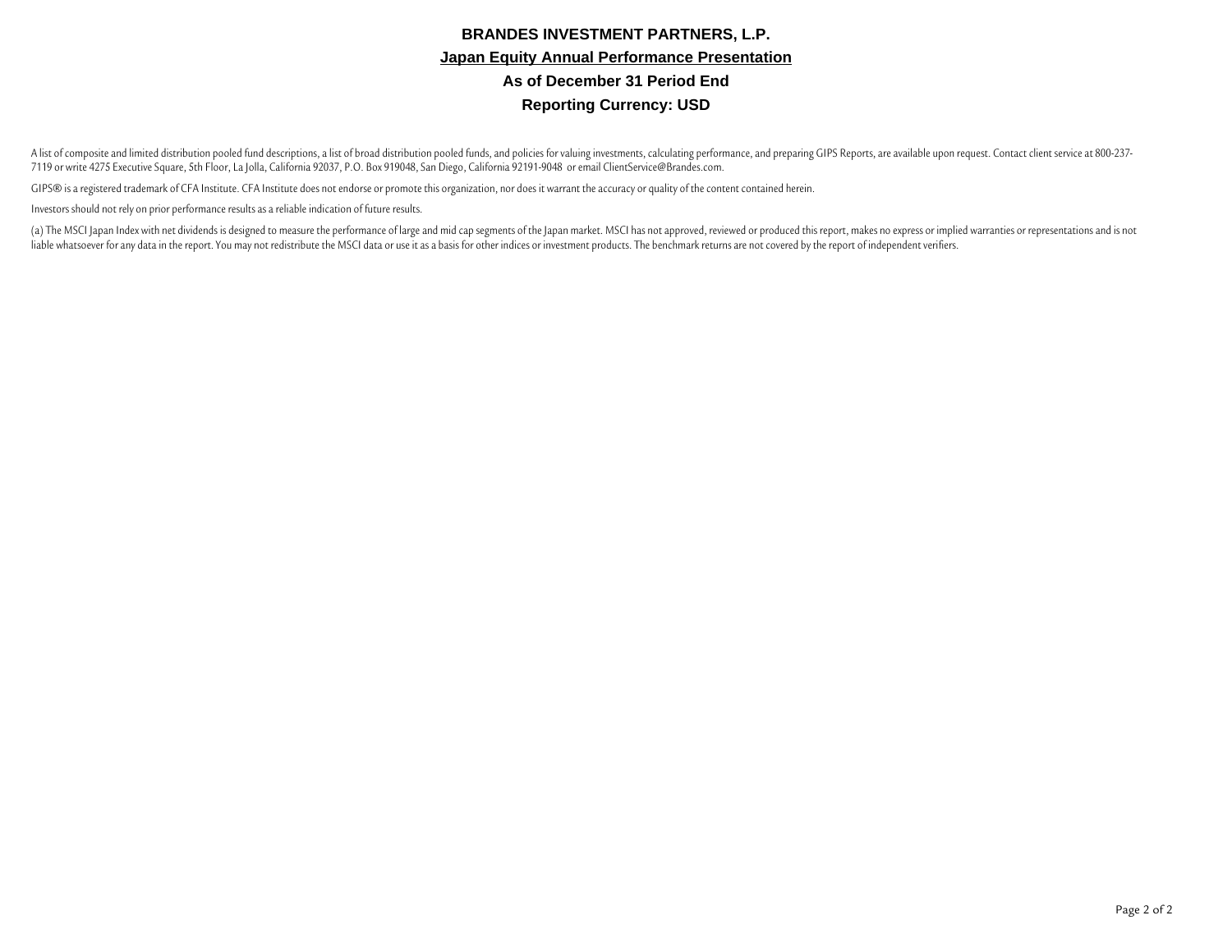**BRANDES INVESTMENT PARTNERS, L.P.**

**Japan Equity Annual Performance Presentation**

**As of December 31 Period End**

**Reporting Currency: USD**

A list of composite and limited distribution pooled fund descriptions, a list of broad distribution pooled funds, and policies for valuing investments, calculating performance, and preparing GIPS Reports, are available upon request. Contact client service at 800-237-7119 or write 4275 Executive Square, 5th Floor, La Jolla, California 92037, P.O. Box 919048, San Diego, California 92191-9048 or email ClientService@Brandes.com.

GIPS® is a registered trademark of CFA Institute. CFA Institute does not endorse or promote this organization, nor does it warrant the accuracy or quality of the content contained herein.

Investors should not rely on prior performance results as a reliable indication of future results.

(a) The MSCI Japan Index with net dividends is designed to measure the performance of large and mid cap segments of the Japan market. MSCI has not approved, reviewed or produced this report, makes no express or implied warranties or representations and is not liable whatsoever for any data in the report. You may not redistribute the MSCI data or use it as a basis for other indices or investment products. The benchmark returns are not covered by the report of independent verifiers.